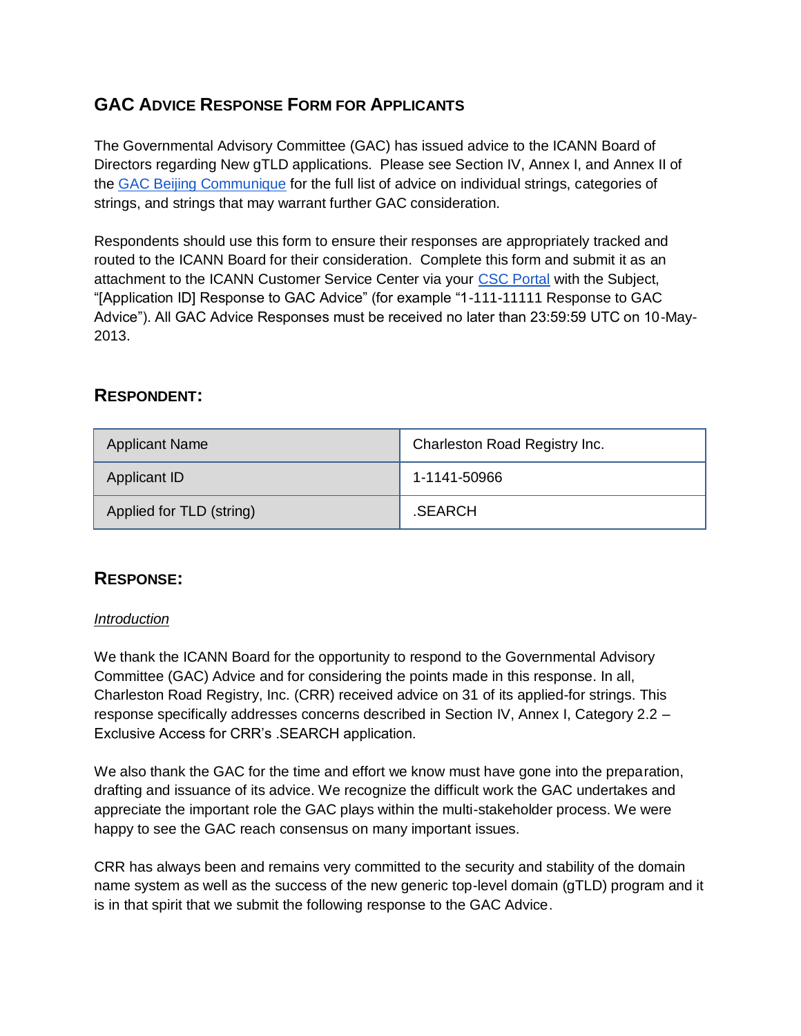## GAC Advice Response Form for Applicants

The Governmental Advisory Committee (GAC) has issued advice to the ICANN Board of Directors regarding New gTLD applications. Please see Section IV, Annex I, and Annex II of the GAC Beijing Communique for the full list of advice on individual strings, categories of strings, and strings that may warrant further GAC consideration.

Respondents should use this form to ensure their responses are appropriately tracked and routed to the ICANN Board for their consideration. Complete this form and submit it as an attachment to the ICANN Customer Service Center via your CSC Portal with the Subject, "[Application ID] Response to GAC Advice" (for example "1-111-11111 Response to GAC Advice"). All GAC Advice Responses must be received no later than 23:59:59 UTC on 10-May-2013.

## Respondent:

| Applicant Name | Charleston Road Registry Inc. |
|---|---|
| Applicant ID | 1-1141-50966 |
| Applied for TLD (string) | .SEARCH |

## Response:

*Introduction*

We thank the ICANN Board for the opportunity to respond to the Governmental Advisory Committee (GAC) Advice and for considering the points made in this response. In all, Charleston Road Registry, Inc. (CRR) received advice on 31 of its applied-for strings. This response specifically addresses concerns described in Section IV, Annex I, Category 2.2 – Exclusive Access for CRR's .SEARCH application.

We also thank the GAC for the time and effort we know must have gone into the preparation, drafting and issuance of its advice. We recognize the difficult work the GAC undertakes and appreciate the important role the GAC plays within the multi-stakeholder process. We were happy to see the GAC reach consensus on many important issues.

CRR has always been and remains very committed to the security and stability of the domain name system as well as the success of the new generic top-level domain (gTLD) program and it is in that spirit that we submit the following response to the GAC Advice.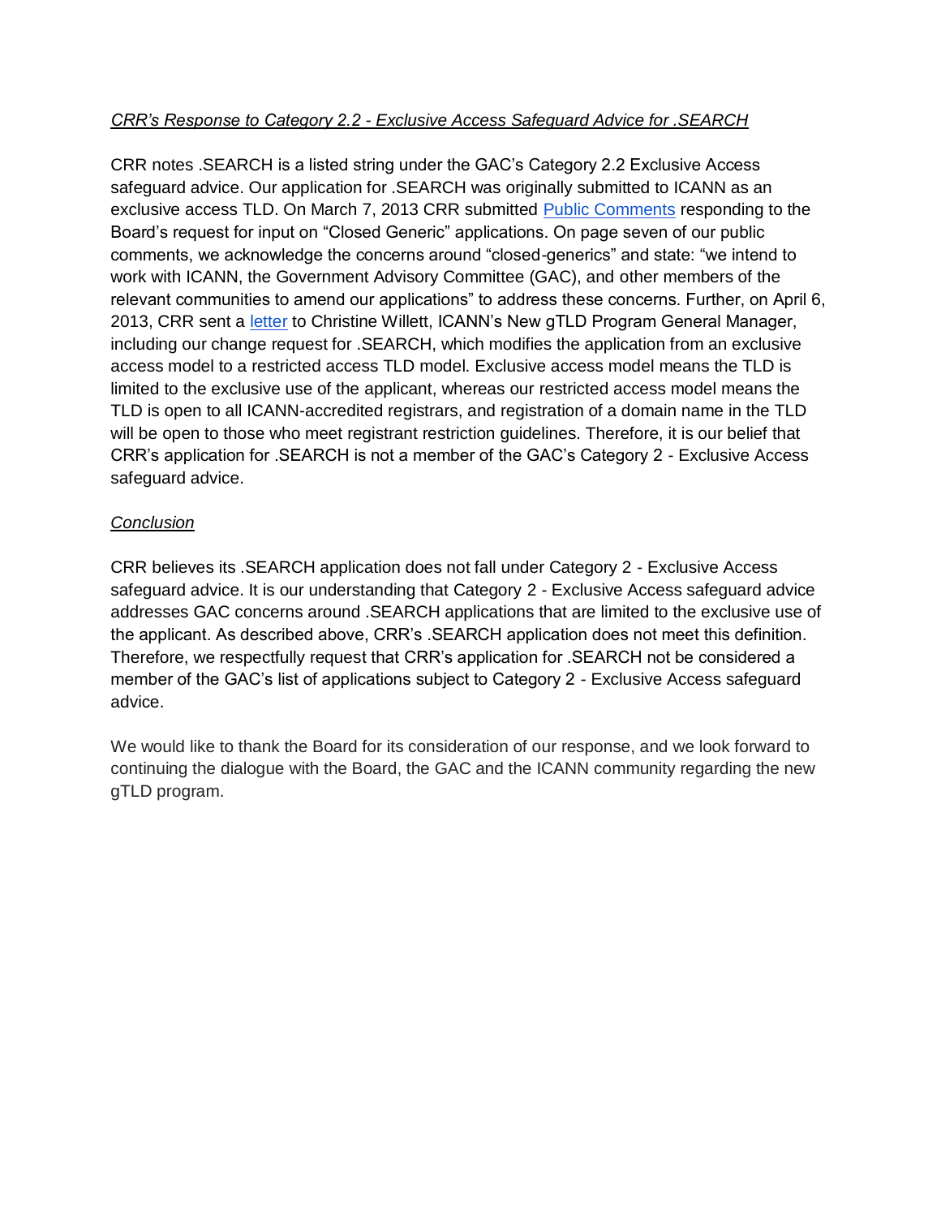*CRR's Response to Category 2.2 - Exclusive Access Safeguard Advice for .SEARCH*

CRR notes .SEARCH is a listed string under the GAC's Category 2.2 Exclusive Access safeguard advice. Our application for .SEARCH was originally submitted to ICANN as an exclusive access TLD. On March 7, 2013 CRR submitted Public Comments responding to the Board's request for input on "Closed Generic" applications. On page seven of our public comments, we acknowledge the concerns around "closed-generics" and state: "we intend to work with ICANN, the Government Advisory Committee (GAC), and other members of the relevant communities to amend our applications" to address these concerns. Further, on April 6, 2013, CRR sent a letter to Christine Willett, ICANN's New gTLD Program General Manager, including our change request for .SEARCH, which modifies the application from an exclusive access model to a restricted access TLD model. Exclusive access model means the TLD is limited to the exclusive use of the applicant, whereas our restricted access model means the TLD is open to all ICANN-accredited registrars, and registration of a domain name in the TLD will be open to those who meet registrant restriction guidelines. Therefore, it is our belief that CRR's application for .SEARCH is not a member of the GAC's Category 2 - Exclusive Access safeguard advice.

*Conclusion*

CRR believes its .SEARCH application does not fall under Category 2 - Exclusive Access safeguard advice. It is our understanding that Category 2 - Exclusive Access safeguard advice addresses GAC concerns around .SEARCH applications that are limited to the exclusive use of the applicant. As described above, CRR's .SEARCH application does not meet this definition. Therefore, we respectfully request that CRR's application for .SEARCH not be considered a member of the GAC's list of applications subject to Category 2 - Exclusive Access safeguard advice.

We would like to thank the Board for its consideration of our response, and we look forward to continuing the dialogue with the Board, the GAC and the ICANN community regarding the new gTLD program.